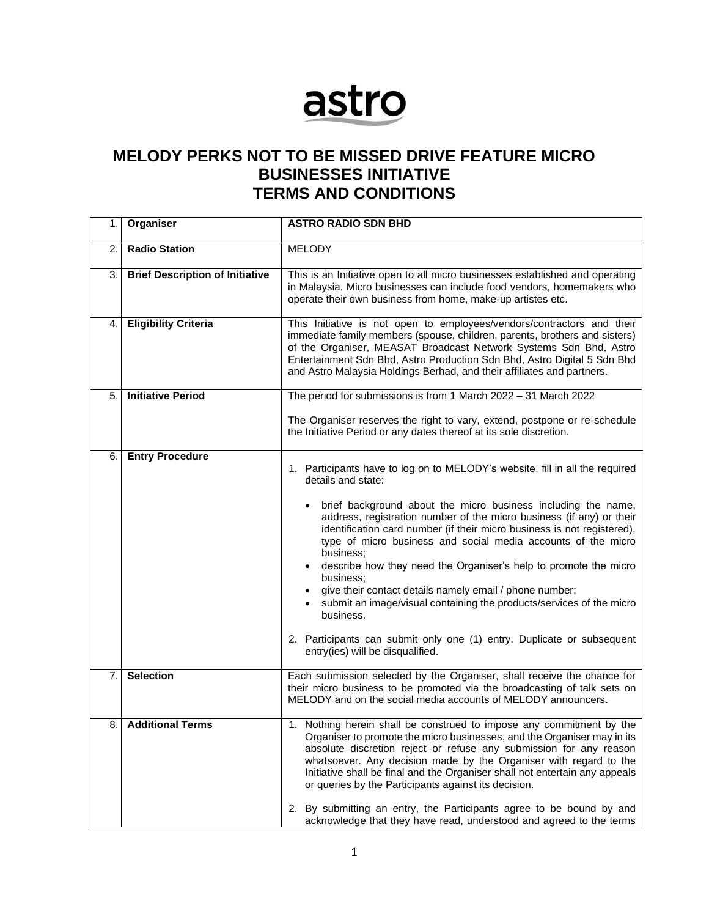astro

# MELODY PERKS NOT TO BE MISSED DRIVE FEATURE MICRO BUSINESSES INITIATIVE TERMS AND CONDITIONS

| | | |
|---|---|---|
| 1. | **Organiser** | **ASTRO RADIO SDN BHD** |
| 2. | **Radio Station** | MELODY |
| 3. | **Brief Description of Initiative** | This is an Initiative open to all micro businesses established and operating in Malaysia. Micro businesses can include food vendors, homemakers who operate their own business from home, make-up artistes etc. |
| 4. | **Eligibility Criteria** | This Initiative is not open to employees/vendors/contractors and their immediate family members (spouse, children, parents, brothers and sisters) of the Organiser, MEASAT Broadcast Network Systems Sdn Bhd, Astro Entertainment Sdn Bhd, Astro Production Sdn Bhd, Astro Digital 5 Sdn Bhd and Astro Malaysia Holdings Berhad, and their affiliates and partners. |
| 5. | **Initiative Period** | The period for submissions is from 1 March 2022 – 31 March 2022<br><br>The Organiser reserves the right to vary, extend, postpone or re-schedule the Initiative Period or any dates thereof at its sole discretion. |
| 6. | **Entry Procedure** | 1. Participants have to log on to MELODY's website, fill in all the required details and state:<br><br>• brief background about the micro business including the name, address, registration number of the micro business (if any) or their identification card number (if their micro business is not registered), type of micro business and social media accounts of the micro business;<br>• describe how they need the Organiser's help to promote the micro business;<br>• give their contact details namely email / phone number;<br>• submit an image/visual containing the products/services of the micro business.<br><br>2. Participants can submit only one (1) entry. Duplicate or subsequent entry(ies) will be disqualified. |
| 7. | **Selection** | Each submission selected by the Organiser, shall receive the chance for their micro business to be promoted via the broadcasting of talk sets on MELODY and on the social media accounts of MELODY announcers. |
| 8. | **Additional Terms** | 1. Nothing herein shall be construed to impose any commitment by the Organiser to promote the micro businesses, and the Organiser may in its absolute discretion reject or refuse any submission for any reason whatsoever. Any decision made by the Organiser with regard to the Initiative shall be final and the Organiser shall not entertain any appeals or queries by the Participants against its decision.<br><br>2. By submitting an entry, the Participants agree to be bound by and acknowledge that they have read, understood and agreed to the terms |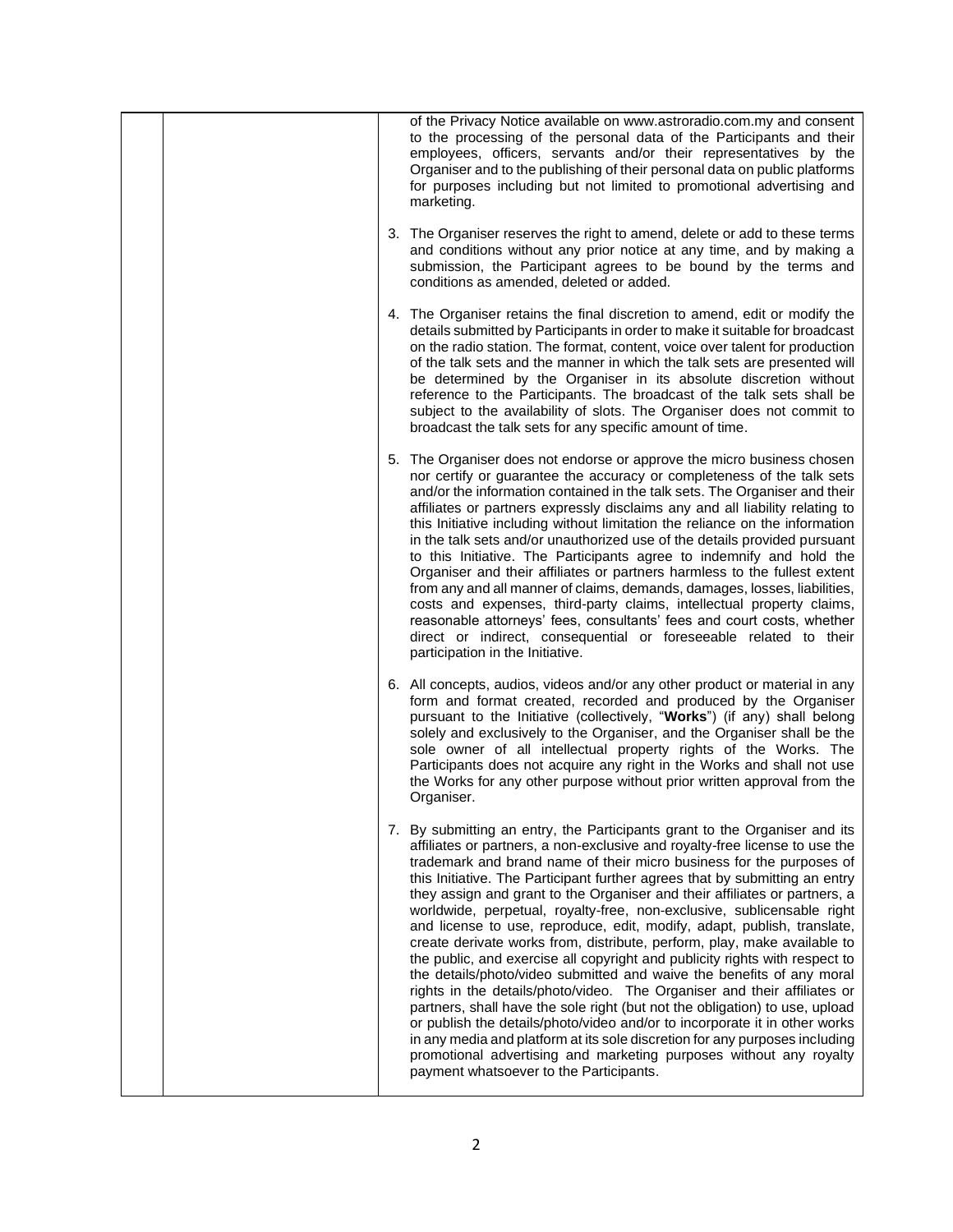of the Privacy Notice available on www.astroradio.com.my and consent to the processing of the personal data of the Participants and their employees, officers, servants and/or their representatives by the Organiser and to the publishing of their personal data on public platforms for purposes including but not limited to promotional advertising and marketing.

3. The Organiser reserves the right to amend, delete or add to these terms and conditions without any prior notice at any time, and by making a submission, the Participant agrees to be bound by the terms and conditions as amended, deleted or added.

4. The Organiser retains the final discretion to amend, edit or modify the details submitted by Participants in order to make it suitable for broadcast on the radio station. The format, content, voice over talent for production of the talk sets and the manner in which the talk sets are presented will be determined by the Organiser in its absolute discretion without reference to the Participants. The broadcast of the talk sets shall be subject to the availability of slots. The Organiser does not commit to broadcast the talk sets for any specific amount of time.

5. The Organiser does not endorse or approve the micro business chosen nor certify or guarantee the accuracy or completeness of the talk sets and/or the information contained in the talk sets. The Organiser and their affiliates or partners expressly disclaims any and all liability relating to this Initiative including without limitation the reliance on the information in the talk sets and/or unauthorized use of the details provided pursuant to this Initiative. The Participants agree to indemnify and hold the Organiser and their affiliates or partners harmless to the fullest extent from any and all manner of claims, demands, damages, losses, liabilities, costs and expenses, third-party claims, intellectual property claims, reasonable attorneys' fees, consultants' fees and court costs, whether direct or indirect, consequential or foreseeable related to their participation in the Initiative.

6. All concepts, audios, videos and/or any other product or material in any form and format created, recorded and produced by the Organiser pursuant to the Initiative (collectively, "**Works**") (if any) shall belong solely and exclusively to the Organiser, and the Organiser shall be the sole owner of all intellectual property rights of the Works. The Participants does not acquire any right in the Works and shall not use the Works for any other purpose without prior written approval from the Organiser.

7. By submitting an entry, the Participants grant to the Organiser and its affiliates or partners, a non-exclusive and royalty-free license to use the trademark and brand name of their micro business for the purposes of this Initiative. The Participant further agrees that by submitting an entry they assign and grant to the Organiser and their affiliates or partners, a worldwide, perpetual, royalty-free, non-exclusive, sublicensable right and license to use, reproduce, edit, modify, adapt, publish, translate, create derivate works from, distribute, perform, play, make available to the public, and exercise all copyright and publicity rights with respect to the details/photo/video submitted and waive the benefits of any moral rights in the details/photo/video. The Organiser and their affiliates or partners, shall have the sole right (but not the obligation) to use, upload or publish the details/photo/video and/or to incorporate it in other works in any media and platform at its sole discretion for any purposes including promotional advertising and marketing purposes without any royalty payment whatsoever to the Participants.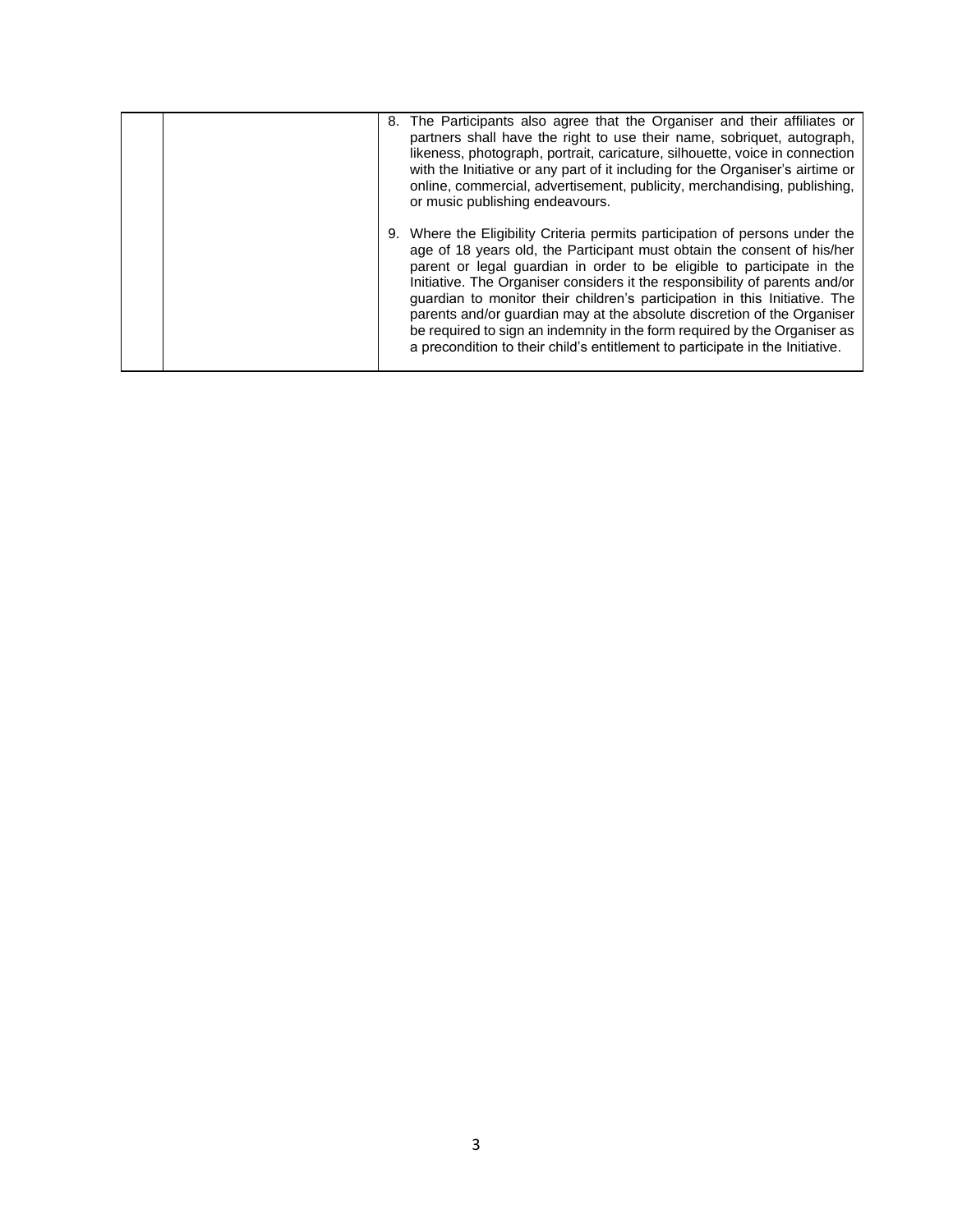| | | |
|---|---|---|
| | | 8. The Participants also agree that the Organiser and their affiliates or partners shall have the right to use their name, sobriquet, autograph, likeness, photograph, portrait, caricature, silhouette, voice in connection with the Initiative or any part of it including for the Organiser's airtime or online, commercial, advertisement, publicity, merchandising, publishing, or music publishing endeavours.<br><br>9. Where the Eligibility Criteria permits participation of persons under the age of 18 years old, the Participant must obtain the consent of his/her parent or legal guardian in order to be eligible to participate in the Initiative. The Organiser considers it the responsibility of parents and/or guardian to monitor their children's participation in this Initiative. The parents and/or guardian may at the absolute discretion of the Organiser be required to sign an indemnity in the form required by the Organiser as a precondition to their child's entitlement to participate in the Initiative. |